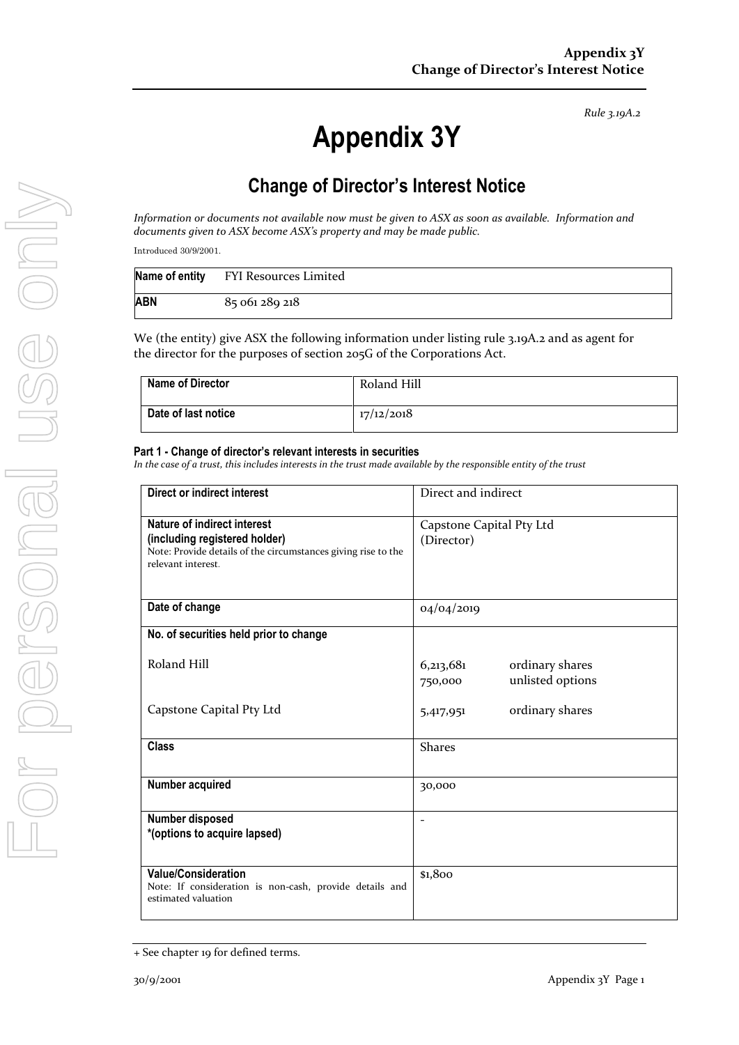Rule 3.19A.2

# Appendix 3Y

## Change of Director's Interest Notice

*Information or documents not available now must be given to ASX as soon as available. Information and documents given to ASX become ASX's property and may be made public.*

Introduced 30/9/2001.

| **Name of entity** | FYI Resources Limited |
|---|---|
| **ABN** | 85 061 289 218 |

We (the entity) give ASX the following information under listing rule 3.19A.2 and as agent for the director for the purposes of section 205G of the Corporations Act.

| **Name of Director** | Roland Hill |
|---|---|
| **Date of last notice** | 17/12/2018 |

#### Part 1 - Change of director's relevant interests in securities

*In the case of a trust, this includes interests in the trust made available by the responsible entity of the trust*

| **Direct or indirect interest** | Direct and indirect |
|---|---|
| **Nature of indirect interest (including registered holder)**<br>Note: Provide details of the circumstances giving rise to the relevant interest. | Capstone Capital Pty Ltd (Director) |
| **Date of change** | 04/04/2019 |
| **No. of securities held prior to change**<br><br>Roland Hill<br><br>Capstone Capital Pty Ltd | <br><br>6,213,681 ordinary shares<br>750,000 unlisted options<br><br>5,417,951 ordinary shares |
| **Class** | Shares |
| **Number acquired** | 30,000 |
| **Number disposed**<br>**\*(options to acquire lapsed)** | - |
| **Value/Consideration**<br>Note: If consideration is non-cash, provide details and estimated valuation | $1,800 |

+ See chapter 19 for defined terms.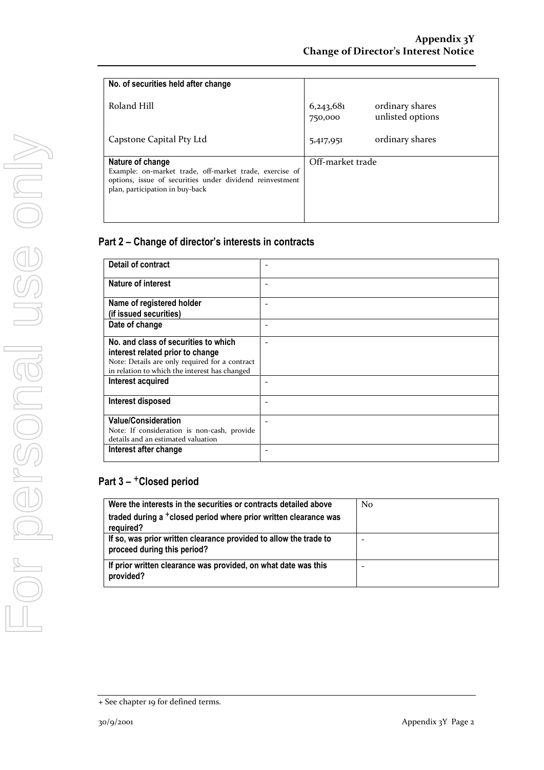| | | |
|---|---|---|
| **No. of securities held after change** | | |
| Roland Hill | 6,243,681<br>750,000 | ordinary shares<br>unlisted options |
| Capstone Capital Pty Ltd | 5,417,951 | ordinary shares |
| **Nature of change**<br>Example: on-market trade, off-market trade, exercise of options, issue of securities under dividend reinvestment plan, participation in buy-back | Off-market trade | |

## Part 2 – Change of director's interests in contracts

| | |
|---|---|
| **Detail of contract** | - |
| **Nature of interest** | - |
| **Name of registered holder (if issued securities)** | - |
| **Date of change** | - |
| **No. and class of securities to which interest related prior to change**<br>Note: Details are only required for a contract in relation to which the interest has changed | - |
| **Interest acquired** | - |
| **Interest disposed** | - |
| **Value/Consideration**<br>Note: If consideration is non-cash, provide details and an estimated valuation | - |
| **Interest after change** | - |

## Part 3 – +Closed period

| | |
|---|---|
| **Were the interests in the securities or contracts detailed above traded during a +closed period where prior written clearance was required?** | No |
| **If so, was prior written clearance provided to allow the trade to proceed during this period?** | - |
| **If prior written clearance was provided, on what date was this provided?** | - |

+ See chapter 19 for defined terms.